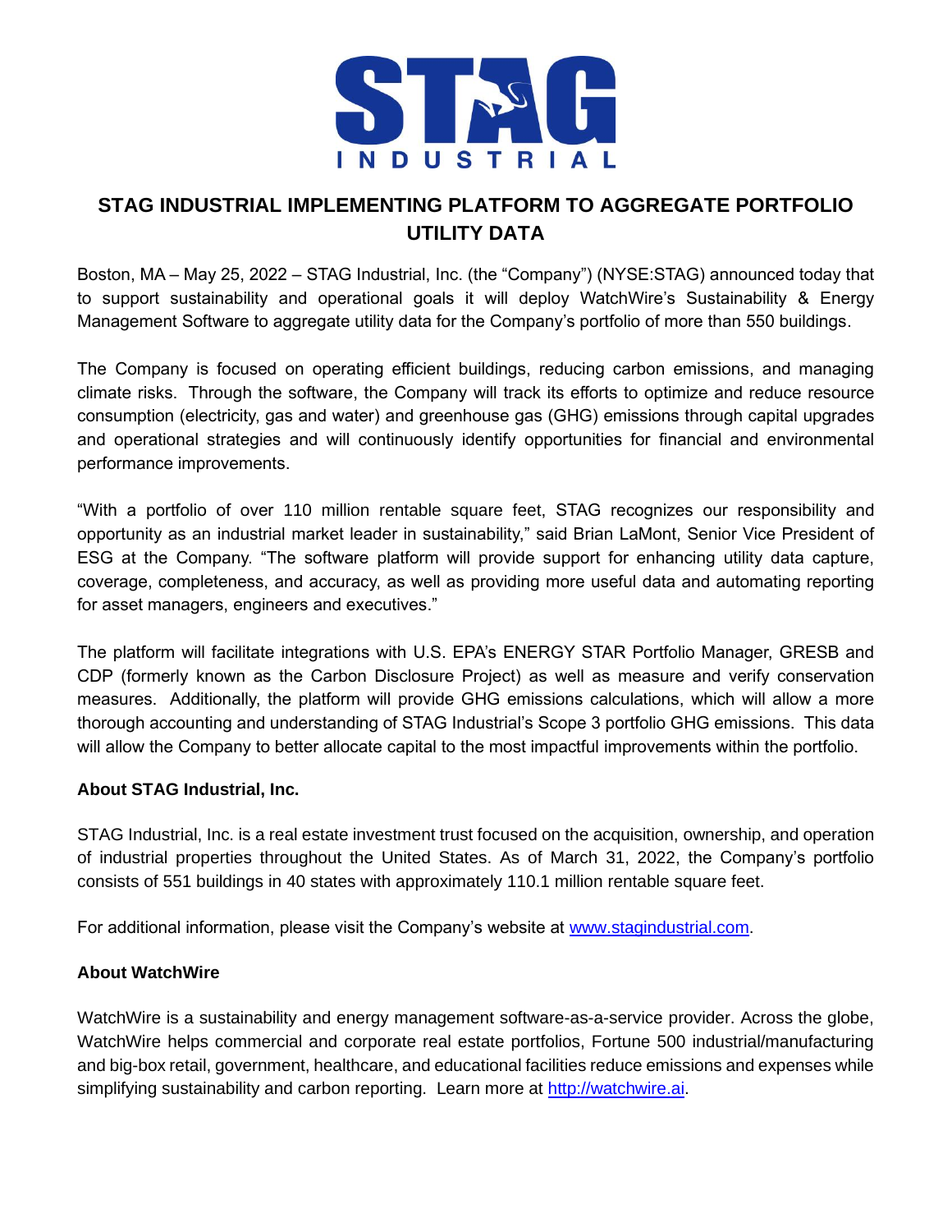# STAG INDUSTRIAL IMPLEMENTING PLATFORM TO AGGREGATE PORTFOLIO UTILITY DATA

Boston, MA – May 25, 2022 – STAG Industrial, Inc. (the "Company") (NYSE:STAG) announced today that to support sustainability and operational goals it will deploy WatchWire's Sustainability & Energy Management Software to aggregate utility data for the Company's portfolio of more than 550 buildings.

The Company is focused on operating efficient buildings, reducing carbon emissions, and managing climate risks. Through the software, the Company will track its efforts to optimize and reduce resource consumption (electricity, gas and water) and greenhouse gas (GHG) emissions through capital upgrades and operational strategies and will continuously identify opportunities for financial and environmental performance improvements.

"With a portfolio of over 110 million rentable square feet, STAG recognizes our responsibility and opportunity as an industrial market leader in sustainability," said Brian LaMont, Senior Vice President of ESG at the Company. "The software platform will provide support for enhancing utility data capture, coverage, completeness, and accuracy, as well as providing more useful data and automating reporting for asset managers, engineers and executives."

The platform will facilitate integrations with U.S. EPA's ENERGY STAR Portfolio Manager, GRESB and CDP (formerly known as the Carbon Disclosure Project) as well as measure and verify conservation measures. Additionally, the platform will provide GHG emissions calculations, which will allow a more thorough accounting and understanding of STAG Industrial's Scope 3 portfolio GHG emissions. This data will allow the Company to better allocate capital to the most impactful improvements within the portfolio.

**About STAG Industrial, Inc.**

STAG Industrial, Inc. is a real estate investment trust focused on the acquisition, ownership, and operation of industrial properties throughout the United States. As of March 31, 2022, the Company's portfolio consists of 551 buildings in 40 states with approximately 110.1 million rentable square feet.

For additional information, please visit the Company's website at [www.stagindustrial.com](http://www.stagindustrial.com).

**About WatchWire**

WatchWire is a sustainability and energy management software-as-a-service provider. Across the globe, WatchWire helps commercial and corporate real estate portfolios, Fortune 500 industrial/manufacturing and big-box retail, government, healthcare, and educational facilities reduce emissions and expenses while simplifying sustainability and carbon reporting. Learn more at [http://watchwire.ai](http://watchwire.ai).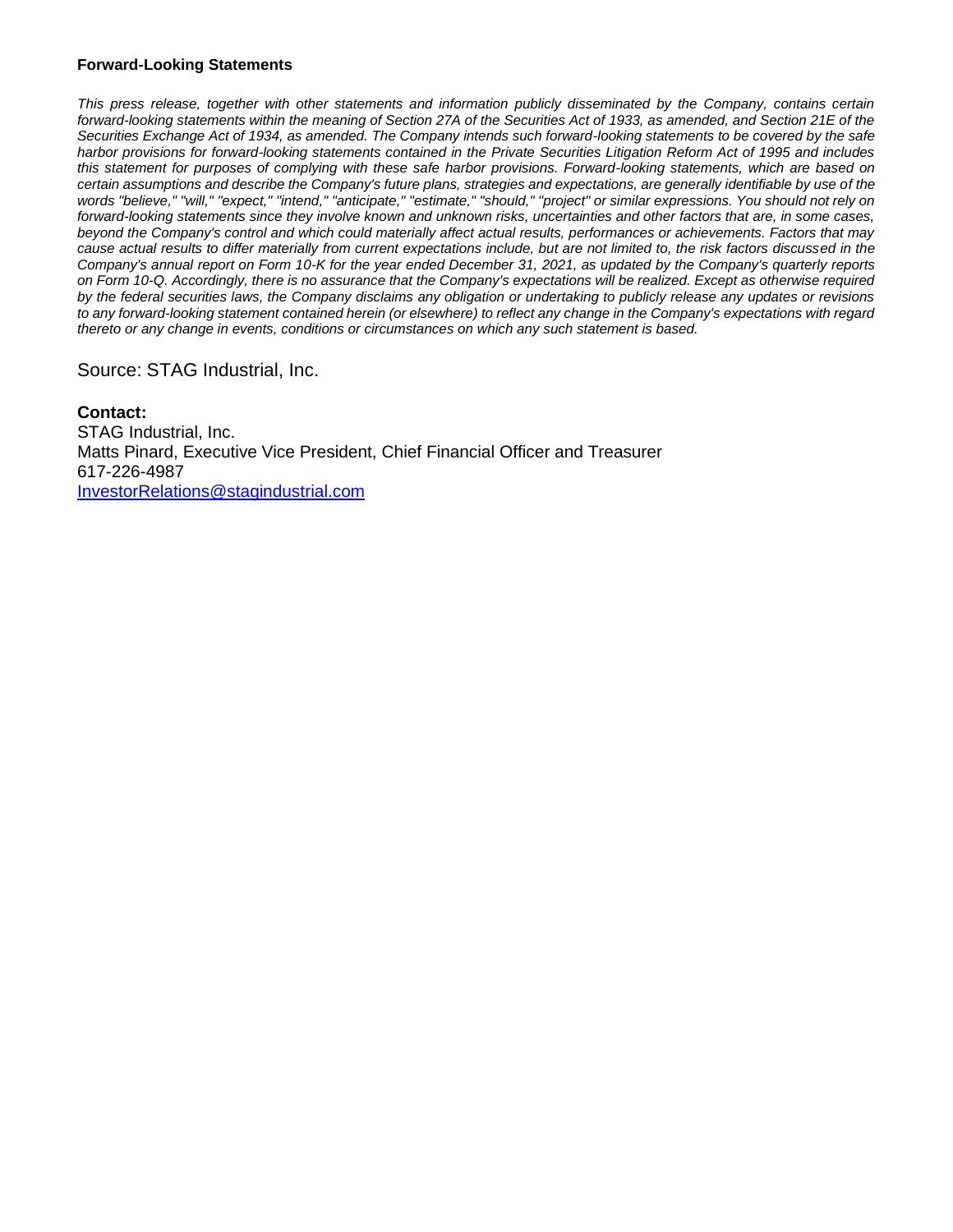**Forward-Looking Statements**

*This press release, together with other statements and information publicly disseminated by the Company, contains certain forward-looking statements within the meaning of Section 27A of the Securities Act of 1933, as amended, and Section 21E of the Securities Exchange Act of 1934, as amended. The Company intends such forward-looking statements to be covered by the safe harbor provisions for forward-looking statements contained in the Private Securities Litigation Reform Act of 1995 and includes this statement for purposes of complying with these safe harbor provisions. Forward-looking statements, which are based on certain assumptions and describe the Company's future plans, strategies and expectations, are generally identifiable by use of the words "believe," "will," "expect," "intend," "anticipate," "estimate," "should," "project" or similar expressions. You should not rely on forward-looking statements since they involve known and unknown risks, uncertainties and other factors that are, in some cases, beyond the Company's control and which could materially affect actual results, performances or achievements. Factors that may cause actual results to differ materially from current expectations include, but are not limited to, the risk factors discussed in the Company's annual report on Form 10-K for the year ended December 31, 2021, as updated by the Company's quarterly reports on Form 10-Q. Accordingly, there is no assurance that the Company's expectations will be realized. Except as otherwise required by the federal securities laws, the Company disclaims any obligation or undertaking to publicly release any updates or revisions to any forward-looking statement contained herein (or elsewhere) to reflect any change in the Company's expectations with regard thereto or any change in events, conditions or circumstances on which any such statement is based.*

Source: STAG Industrial, Inc.

**Contact:**
STAG Industrial, Inc.
Matts Pinard, Executive Vice President, Chief Financial Officer and Treasurer
617-226-4987
InvestorRelations@stagindustrial.com